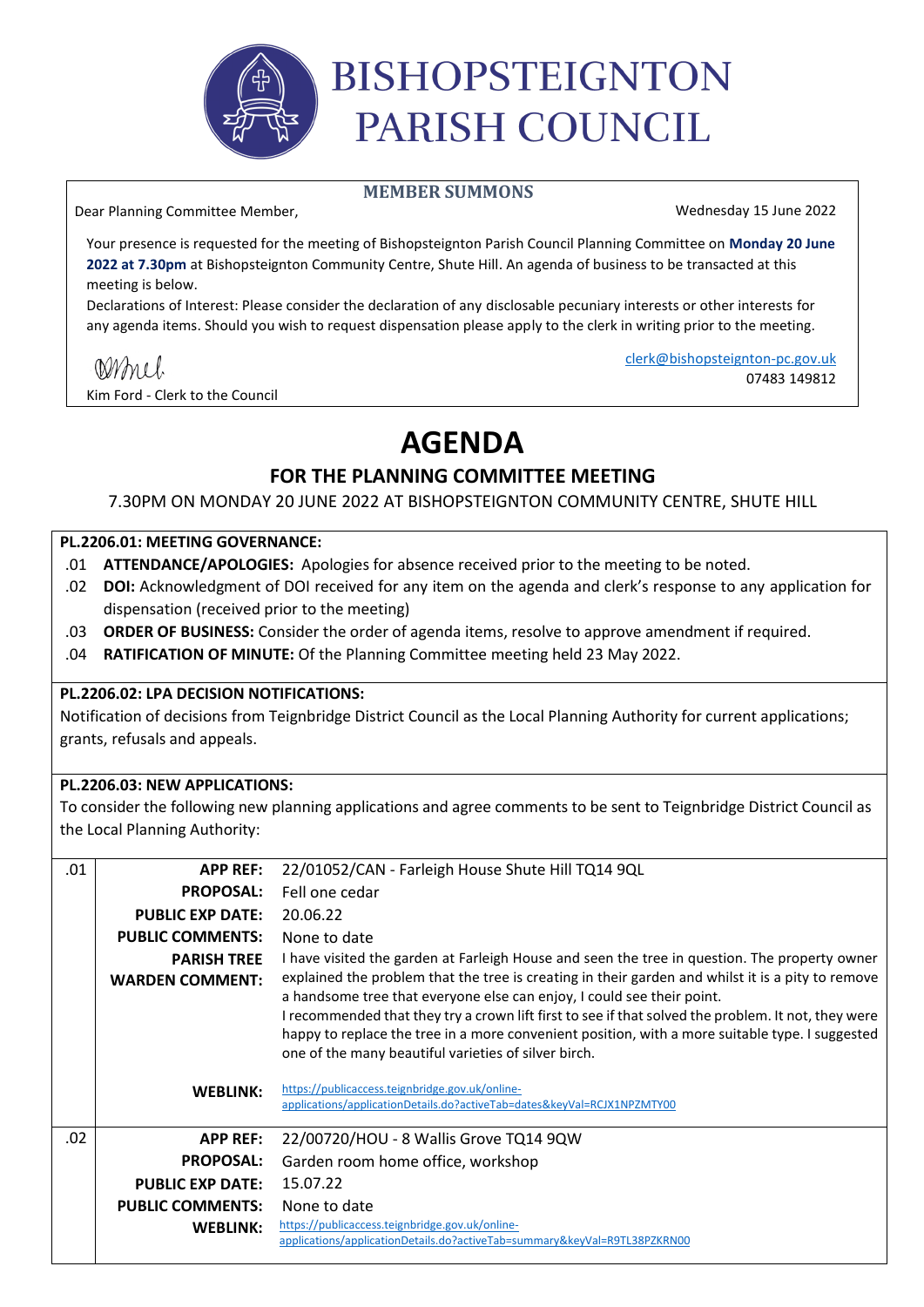# BISHOPSTEIGNTON PARISH COUNCIL

**MEMBER SUMMONS**

Dear Planning Committee Member,

Wednesday 15 June 2022

Your presence is requested for the meeting of Bishopsteignton Parish Council Planning Committee on **Monday 20 June 2022 at 7.30pm** at Bishopsteignton Community Centre, Shute Hill. An agenda of business to be transacted at this meeting is below.

Declarations of Interest: Please consider the declaration of any disclosable pecuniary interests or other interests for any agenda items. Should you wish to request dispensation please apply to the clerk in writing prior to the meeting.

Kim Ford - Clerk to the Council

clerk@bishopsteignton-pc.gov.uk
07483 149812

# AGENDA

## FOR THE PLANNING COMMITTEE MEETING

7.30PM ON MONDAY 20 JUNE 2022 AT BISHOPSTEIGNTON COMMUNITY CENTRE, SHUTE HILL

### PL.2206.01: MEETING GOVERNANCE:

.01 **ATTENDANCE/APOLOGIES:** Apologies for absence received prior to the meeting to be noted.

.02 **DOI:** Acknowledgment of DOI received for any item on the agenda and clerk's response to any application for dispensation (received prior to the meeting)

.03 **ORDER OF BUSINESS:** Consider the order of agenda items, resolve to approve amendment if required.

.04 **RATIFICATION OF MINUTE:** Of the Planning Committee meeting held 23 May 2022.

### PL.2206.02: LPA DECISION NOTIFICATIONS:

Notification of decisions from Teignbridge District Council as the Local Planning Authority for current applications; grants, refusals and appeals.

### PL.2206.03: NEW APPLICATIONS:

To consider the following new planning applications and agree comments to be sent to Teignbridge District Council as the Local Planning Authority:

| | | |
|---|---|---|
| .01 | **APP REF:** | 22/01052/CAN - Farleigh House Shute Hill TQ14 9QL |
| | **PROPOSAL:** | Fell one cedar |
| | **PUBLIC EXP DATE:** | 20.06.22 |
| | **PUBLIC COMMENTS:** | None to date |
| | **PARISH TREE WARDEN COMMENT:** | I have visited the garden at Farleigh House and seen the tree in question. The property owner explained the problem that the tree is creating in their garden and whilst it is a pity to remove a handsome tree that everyone else can enjoy, I could see their point. I recommended that they try a crown lift first to see if that solved the problem. It not, they were happy to replace the tree in a more convenient position, with a more suitable type. I suggested one of the many beautiful varieties of silver birch. |
| | **WEBLINK:** | https://publicaccess.teignbridge.gov.uk/online-applications/applicationDetails.do?activeTab=dates&keyVal=RCJX1NPZMTY00 |
| .02 | **APP REF:** | 22/00720/HOU - 8 Wallis Grove TQ14 9QW |
| | **PROPOSAL:** | Garden room home office, workshop |
| | **PUBLIC EXP DATE:** | 15.07.22 |
| | **PUBLIC COMMENTS:** | None to date |
| | **WEBLINK:** | https://publicaccess.teignbridge.gov.uk/online-applications/applicationDetails.do?activeTab=summary&keyVal=R9TL38PZKRN00 |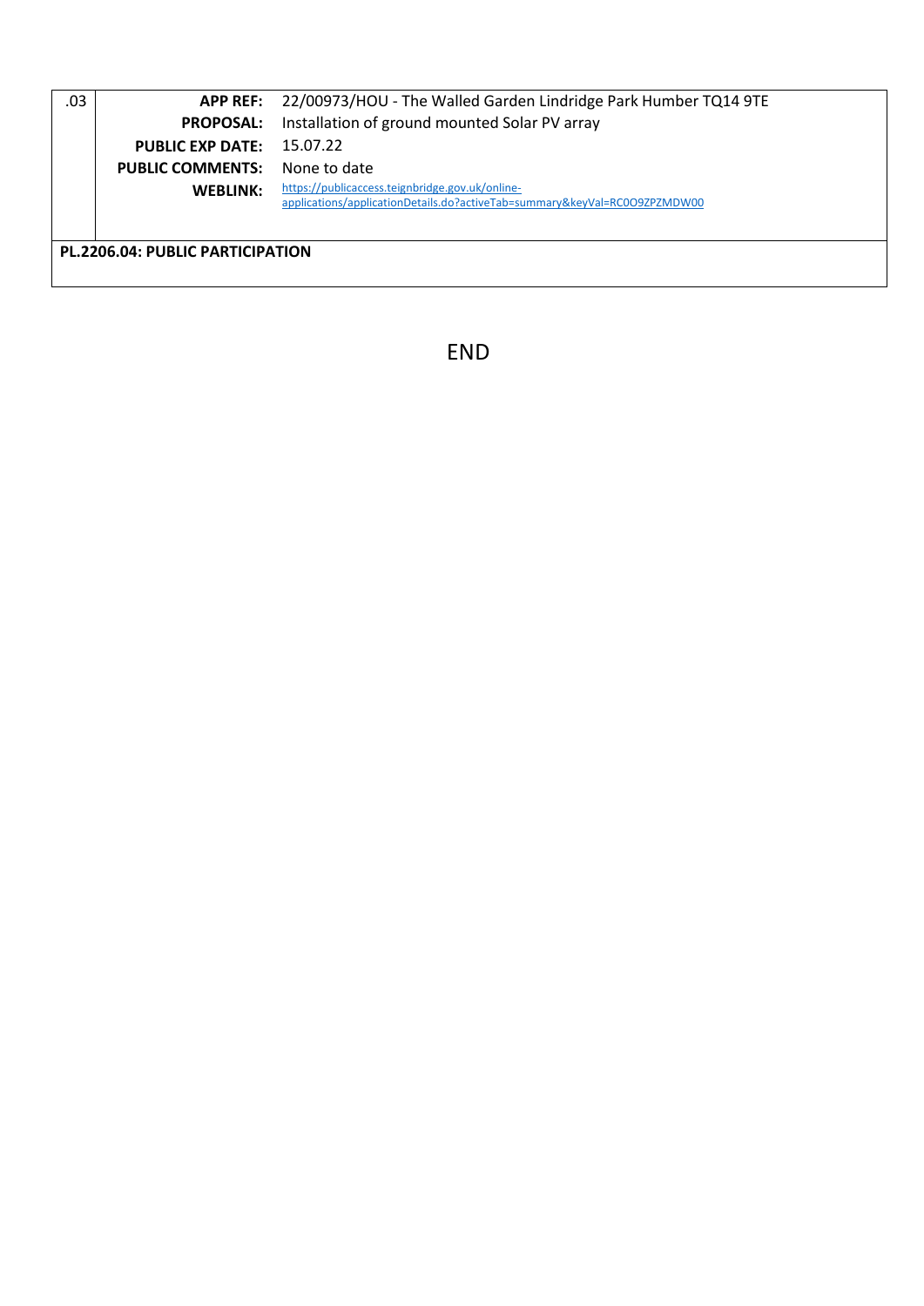| | | |
|---|---|---|
| .03 | **APP REF:** | 22/00973/HOU - The Walled Garden Lindridge Park Humber TQ14 9TE |
| | **PROPOSAL:** | Installation of ground mounted Solar PV array |
| | **PUBLIC EXP DATE:** | 15.07.22 |
| | **PUBLIC COMMENTS:** | None to date |
| | **WEBLINK:** | https://publicaccess.teignbridge.gov.uk/online-applications/applicationDetails.do?activeTab=summary&keyVal=RC0O9ZPZMDW00 |

**PL.2206.04: PUBLIC PARTICIPATION**

END